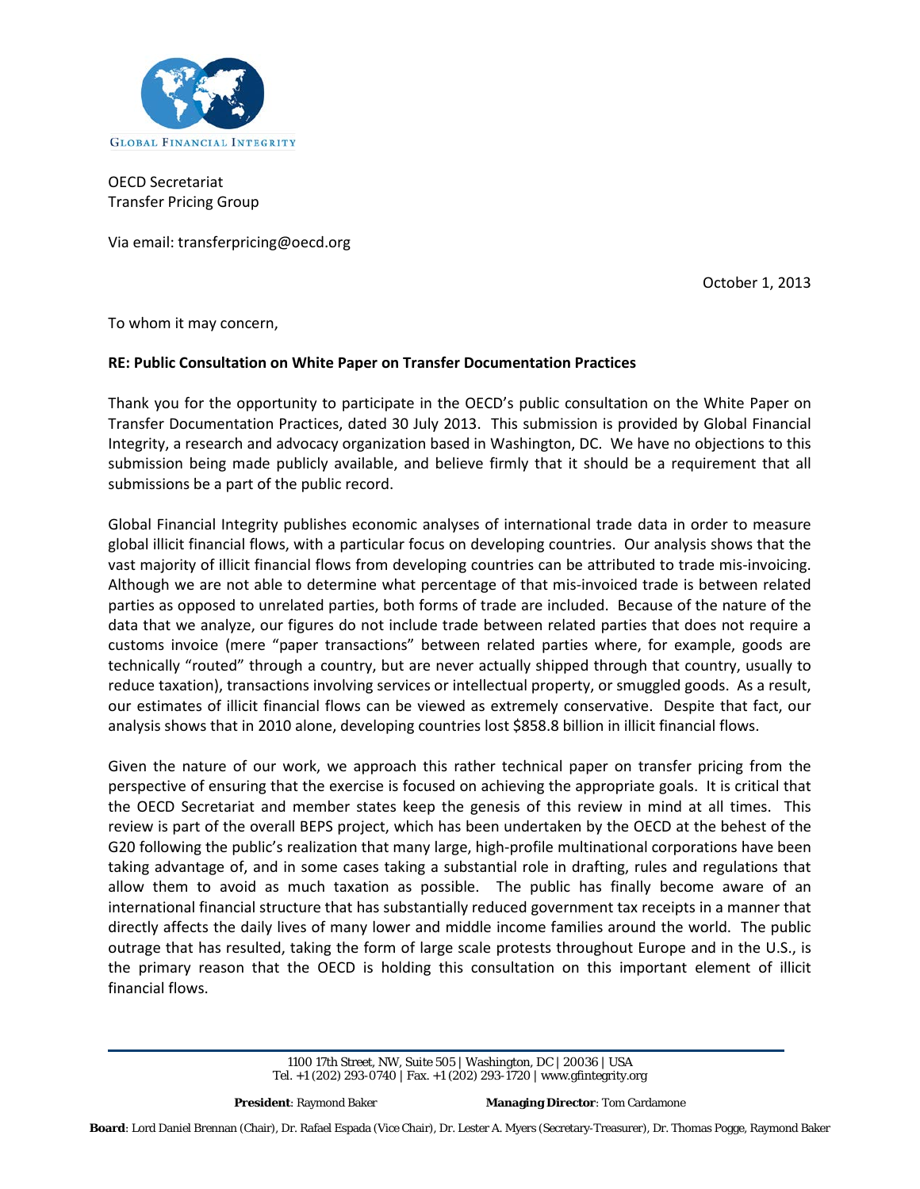GLOBAL FINANCIAL INTEGRITY

OECD Secretariat
Transfer Pricing Group

Via email: transferpricing@oecd.org

October 1, 2013

To whom it may concern,

**RE: Public Consultation on White Paper on Transfer Documentation Practices**

Thank you for the opportunity to participate in the OECD's public consultation on the White Paper on Transfer Documentation Practices, dated 30 July 2013. This submission is provided by Global Financial Integrity, a research and advocacy organization based in Washington, DC. We have no objections to this submission being made publicly available, and believe firmly that it should be a requirement that all submissions be a part of the public record.

Global Financial Integrity publishes economic analyses of international trade data in order to measure global illicit financial flows, with a particular focus on developing countries. Our analysis shows that the vast majority of illicit financial flows from developing countries can be attributed to trade mis-invoicing. Although we are not able to determine what percentage of that mis-invoiced trade is between related parties as opposed to unrelated parties, both forms of trade are included. Because of the nature of the data that we analyze, our figures do not include trade between related parties that does not require a customs invoice (mere "paper transactions" between related parties where, for example, goods are technically "routed" through a country, but are never actually shipped through that country, usually to reduce taxation), transactions involving services or intellectual property, or smuggled goods. As a result, our estimates of illicit financial flows can be viewed as extremely conservative. Despite that fact, our analysis shows that in 2010 alone, developing countries lost $858.8 billion in illicit financial flows.

Given the nature of our work, we approach this rather technical paper on transfer pricing from the perspective of ensuring that the exercise is focused on achieving the appropriate goals. It is critical that the OECD Secretariat and member states keep the genesis of this review in mind at all times. This review is part of the overall BEPS project, which has been undertaken by the OECD at the behest of the G20 following the public's realization that many large, high-profile multinational corporations have been taking advantage of, and in some cases taking a substantial role in drafting, rules and regulations that allow them to avoid as much taxation as possible. The public has finally become aware of an international financial structure that has substantially reduced government tax receipts in a manner that directly affects the daily lives of many lower and middle income families around the world. The public outrage that has resulted, taking the form of large scale protests throughout Europe and in the U.S., is the primary reason that the OECD is holding this consultation on this important element of illicit financial flows.

1100 17th Street, NW, Suite 505 | Washington, DC | 20036 | USA
Tel. +1 (202) 293-0740 | Fax. +1 (202) 293-1720 | www.gfintegrity.org

**President**: Raymond Baker **Managing Director**: Tom Cardamone

**Board**: Lord Daniel Brennan (Chair), Dr. Rafael Espada (Vice Chair), Dr. Lester A. Myers (Secretary-Treasurer), Dr. Thomas Pogge, Raymond Baker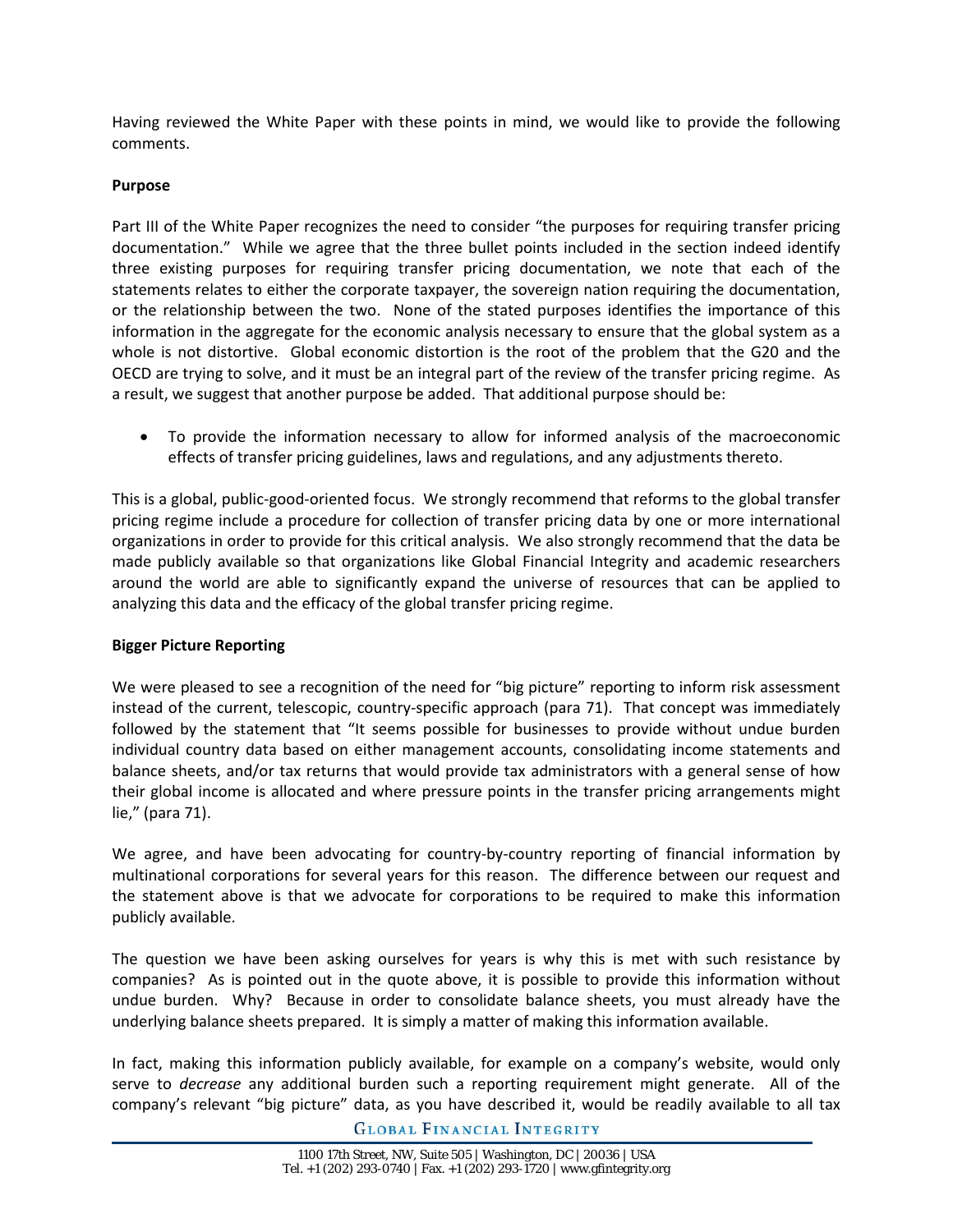Having reviewed the White Paper with these points in mind, we would like to provide the following comments.

**Purpose**

Part III of the White Paper recognizes the need to consider "the purposes for requiring transfer pricing documentation." While we agree that the three bullet points included in the section indeed identify three existing purposes for requiring transfer pricing documentation, we note that each of the statements relates to either the corporate taxpayer, the sovereign nation requiring the documentation, or the relationship between the two. None of the stated purposes identifies the importance of this information in the aggregate for the economic analysis necessary to ensure that the global system as a whole is not distortive. Global economic distortion is the root of the problem that the G20 and the OECD are trying to solve, and it must be an integral part of the review of the transfer pricing regime. As a result, we suggest that another purpose be added. That additional purpose should be:

- To provide the information necessary to allow for informed analysis of the macroeconomic effects of transfer pricing guidelines, laws and regulations, and any adjustments thereto.

This is a global, public-good-oriented focus. We strongly recommend that reforms to the global transfer pricing regime include a procedure for collection of transfer pricing data by one or more international organizations in order to provide for this critical analysis. We also strongly recommend that the data be made publicly available so that organizations like Global Financial Integrity and academic researchers around the world are able to significantly expand the universe of resources that can be applied to analyzing this data and the efficacy of the global transfer pricing regime.

**Bigger Picture Reporting**

We were pleased to see a recognition of the need for "big picture" reporting to inform risk assessment instead of the current, telescopic, country-specific approach (para 71). That concept was immediately followed by the statement that "It seems possible for businesses to provide without undue burden individual country data based on either management accounts, consolidating income statements and balance sheets, and/or tax returns that would provide tax administrators with a general sense of how their global income is allocated and where pressure points in the transfer pricing arrangements might lie," (para 71).

We agree, and have been advocating for country-by-country reporting of financial information by multinational corporations for several years for this reason. The difference between our request and the statement above is that we advocate for corporations to be required to make this information publicly available.

The question we have been asking ourselves for years is why this is met with such resistance by companies? As is pointed out in the quote above, it is possible to provide this information without undue burden. Why? Because in order to consolidate balance sheets, you must already have the underlying balance sheets prepared. It is simply a matter of making this information available.

In fact, making this information publicly available, for example on a company's website, would only serve to *decrease* any additional burden such a reporting requirement might generate. All of the company's relevant "big picture" data, as you have described it, would be readily available to all tax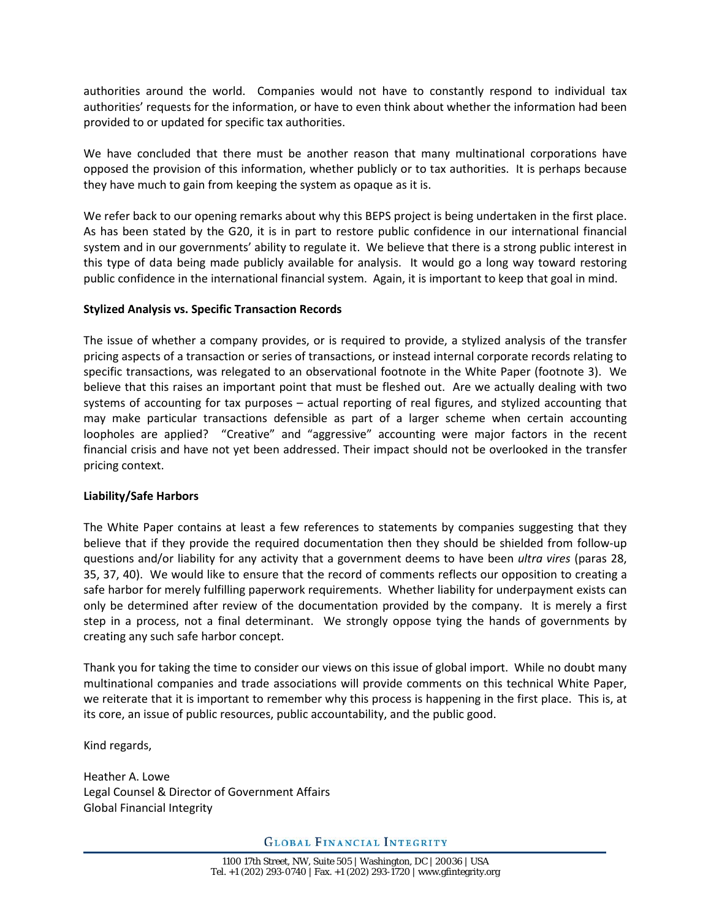authorities around the world. Companies would not have to constantly respond to individual tax authorities' requests for the information, or have to even think about whether the information had been provided to or updated for specific tax authorities.

We have concluded that there must be another reason that many multinational corporations have opposed the provision of this information, whether publicly or to tax authorities. It is perhaps because they have much to gain from keeping the system as opaque as it is.

We refer back to our opening remarks about why this BEPS project is being undertaken in the first place. As has been stated by the G20, it is in part to restore public confidence in our international financial system and in our governments' ability to regulate it. We believe that there is a strong public interest in this type of data being made publicly available for analysis. It would go a long way toward restoring public confidence in the international financial system. Again, it is important to keep that goal in mind.

**Stylized Analysis vs. Specific Transaction Records**

The issue of whether a company provides, or is required to provide, a stylized analysis of the transfer pricing aspects of a transaction or series of transactions, or instead internal corporate records relating to specific transactions, was relegated to an observational footnote in the White Paper (footnote 3). We believe that this raises an important point that must be fleshed out. Are we actually dealing with two systems of accounting for tax purposes – actual reporting of real figures, and stylized accounting that may make particular transactions defensible as part of a larger scheme when certain accounting loopholes are applied? "Creative" and "aggressive" accounting were major factors in the recent financial crisis and have not yet been addressed. Their impact should not be overlooked in the transfer pricing context.

**Liability/Safe Harbors**

The White Paper contains at least a few references to statements by companies suggesting that they believe that if they provide the required documentation then they should be shielded from follow-up questions and/or liability for any activity that a government deems to have been *ultra vires* (paras 28, 35, 37, 40). We would like to ensure that the record of comments reflects our opposition to creating a safe harbor for merely fulfilling paperwork requirements. Whether liability for underpayment exists can only be determined after review of the documentation provided by the company. It is merely a first step in a process, not a final determinant. We strongly oppose tying the hands of governments by creating any such safe harbor concept.

Thank you for taking the time to consider our views on this issue of global import. While no doubt many multinational companies and trade associations will provide comments on this technical White Paper, we reiterate that it is important to remember why this process is happening in the first place. This is, at its core, an issue of public resources, public accountability, and the public good.

Kind regards,

Heather A. Lowe
Legal Counsel & Director of Government Affairs
Global Financial Integrity